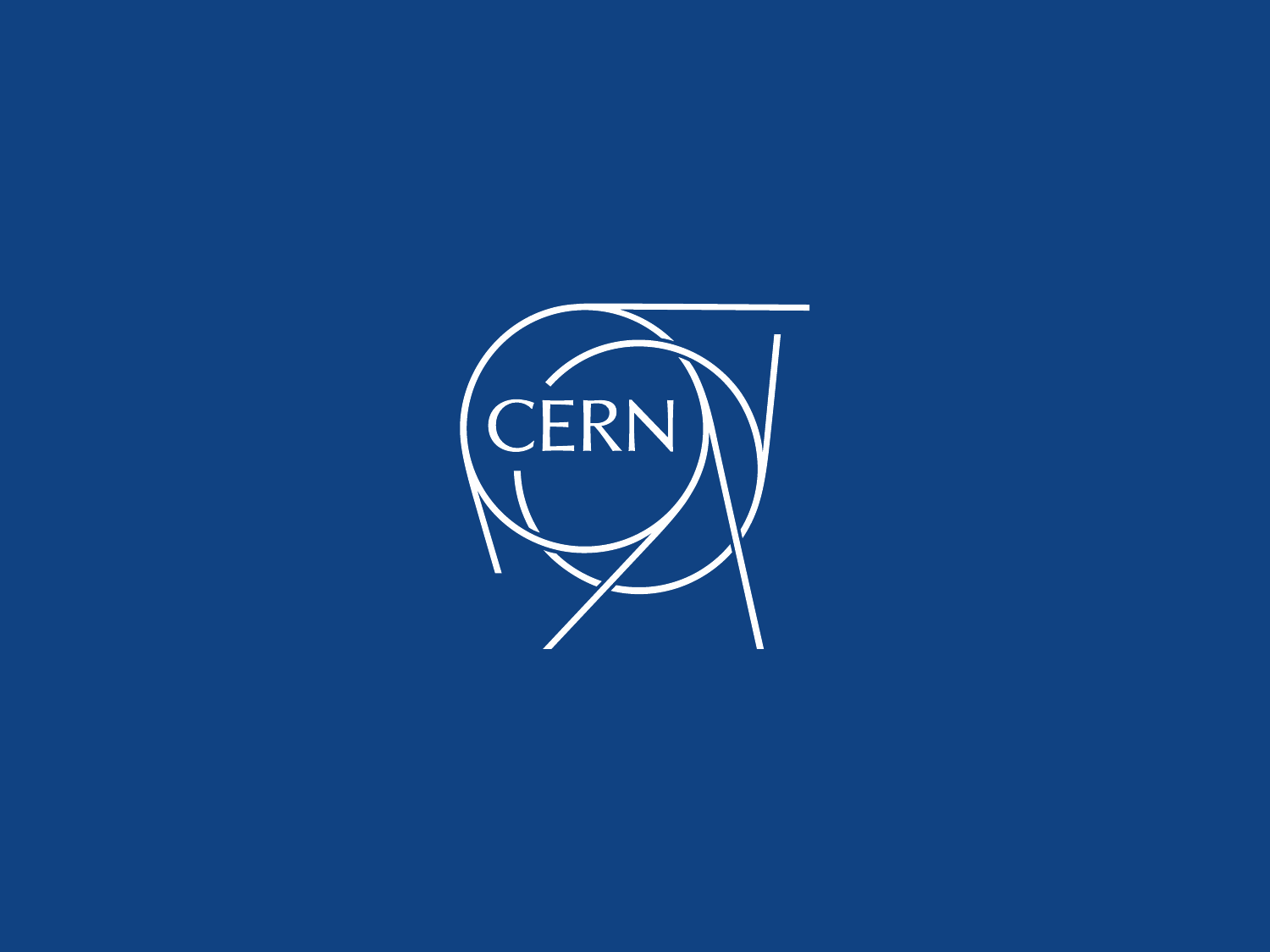CERN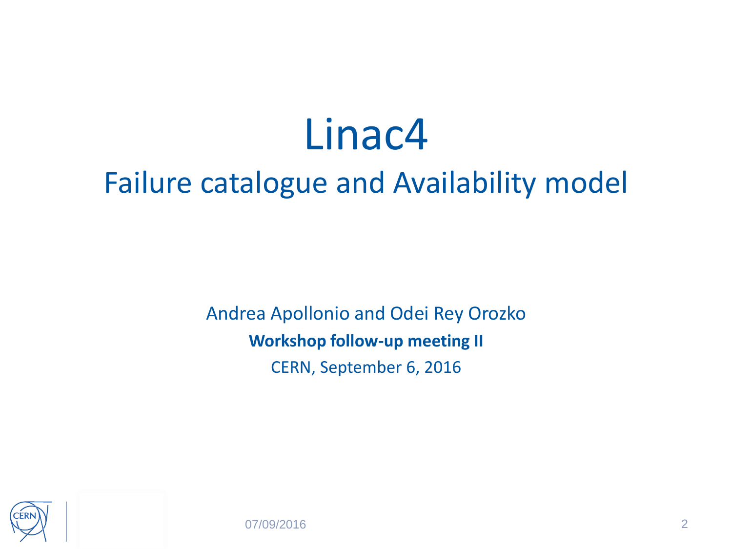# Linac4

## Failure catalogue and Availability model

Andrea Apollonio and Odei Rey Orozko

**Workshop follow-up meeting II**

CERN, September 6, 2016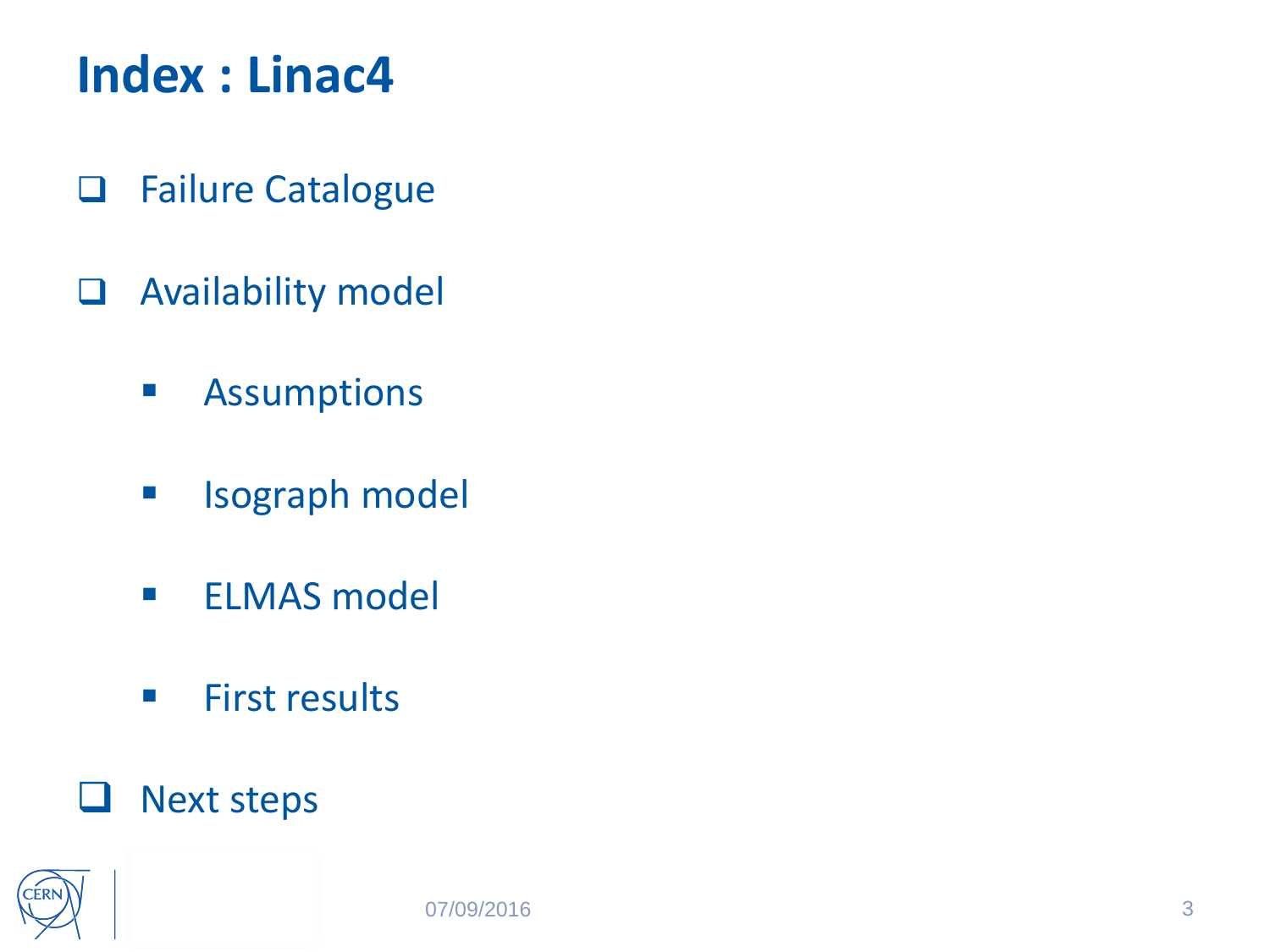# Index : Linac4

- Failure Catalogue
- Availability model
  - Assumptions
  - Isograph model
  - ELMAS model
  - First results
- Next steps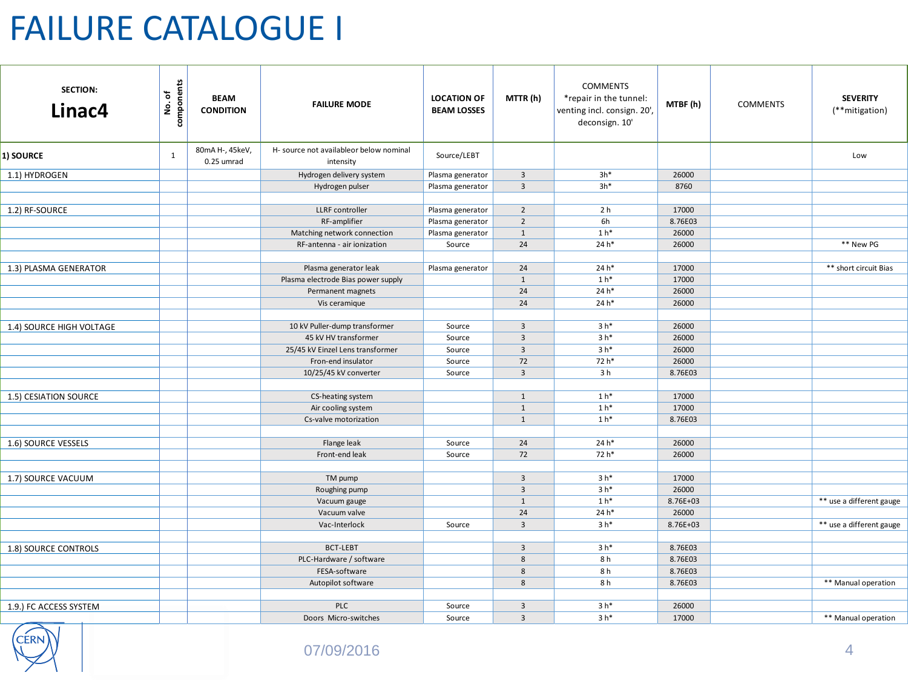# FAILURE CATALOGUE I

| SECTION: **Linac4** | No. of components | BEAM CONDITION | FAILURE MODE | LOCATION OF BEAM LOSSES | MTTR (h) | COMMENTS *repair in the tunnel: venting incl. consign. 20', deconsign. 10' | MTBF (h) | COMMENTS | SEVERITY (**mitigation) |
|---|---|---|---|---|---|---|---|---|---|
| **1) SOURCE** | 1 | 80mA H-, 45keV, 0.25 umrad | H- source not availableor below nominal intensity | Source/LEBT | | | | | Low |
| 1.1) HYDROGEN | | | Hydrogen delivery system | Plasma generator | 3 | 3h* | 26000 | | |
| | | | Hydrogen pulser | Plasma generator | 3 | 3h* | 8760 | | |
| | | | | | | | | | |
| 1.2) RF-SOURCE | | | LLRF controller | Plasma generator | 2 | 2 h | 17000 | | |
| | | | RF-amplifier | Plasma generator | 2 | 6h | 8.76E03 | | |
| | | | Matching network connection | Plasma generator | 1 | 1 h* | 26000 | | |
| | | | RF-antenna - air ionization | Source | 24 | 24 h* | 26000 | | ** New PG |
| | | | | | | | | | |
| 1.3) PLASMA GENERATOR | | | Plasma generator leak | Plasma generator | 24 | 24 h* | 17000 | | ** short circuit Bias |
| | | | Plasma electrode Bias power supply | | 1 | 1 h* | 17000 | | |
| | | | Permanent magnets | | 24 | 24 h* | 26000 | | |
| | | | Vis ceramique | | 24 | 24 h* | 26000 | | |
| | | | | | | | | | |
| 1.4) SOURCE HIGH VOLTAGE | | | 10 kV Puller-dump transformer | Source | 3 | 3 h* | 26000 | | |
| | | | 45 kV HV transformer | Source | 3 | 3 h* | 26000 | | |
| | | | 25/45 kV Einzel Lens transformer | Source | 3 | 3 h* | 26000 | | |
| | | | Fron-end insulator | Source | 72 | 72 h* | 26000 | | |
| | | | 10/25/45 kV converter | Source | 3 | 3 h | 8.76E03 | | |
| | | | | | | | | | |
| 1.5) CESIATION SOURCE | | | CS-heating system | | 1 | 1 h* | 17000 | | |
| | | | Air cooling system | | 1 | 1 h* | 17000 | | |
| | | | Cs-valve motorization | | 1 | 1 h* | 8.76E03 | | |
| | | | | | | | | | |
| 1.6) SOURCE VESSELS | | | Flange leak | Source | 24 | 24 h* | 26000 | | |
| | | | Front-end leak | Source | 72 | 72 h* | 26000 | | |
| | | | | | | | | | |
| 1.7) SOURCE VACUUM | | | TM pump | | 3 | 3 h* | 17000 | | |
| | | | Roughing pump | | 3 | 3 h* | 26000 | | |
| | | | Vacuum gauge | | 1 | 1 h* | 8.76E+03 | | ** use a different gauge |
| | | | Vacuum valve | | 24 | 24 h* | 26000 | | |
| | | | Vac-Interlock | Source | 3 | 3 h* | 8.76E+03 | | ** use a different gauge |
| | | | | | | | | | |
| 1.8) SOURCE CONTROLS | | | BCT-LEBT | | 3 | 3 h* | 8.76E03 | | |
| | | | PLC-Hardware / software | | 8 | 8 h | 8.76E03 | | |
| | | | FESA-software | | 8 | 8 h | 8.76E03 | | |
| | | | Autopilot software | | 8 | 8 h | 8.76E03 | | ** Manual operation |
| | | | | | | | | | |
| 1.9.) FC ACCESS SYSTEM | | | PLC | Source | 3 | 3 h* | 26000 | | |
| | | | Doors Micro-switches | Source | 3 | 3 h* | 17000 | | ** Manual operation |

07/09/2016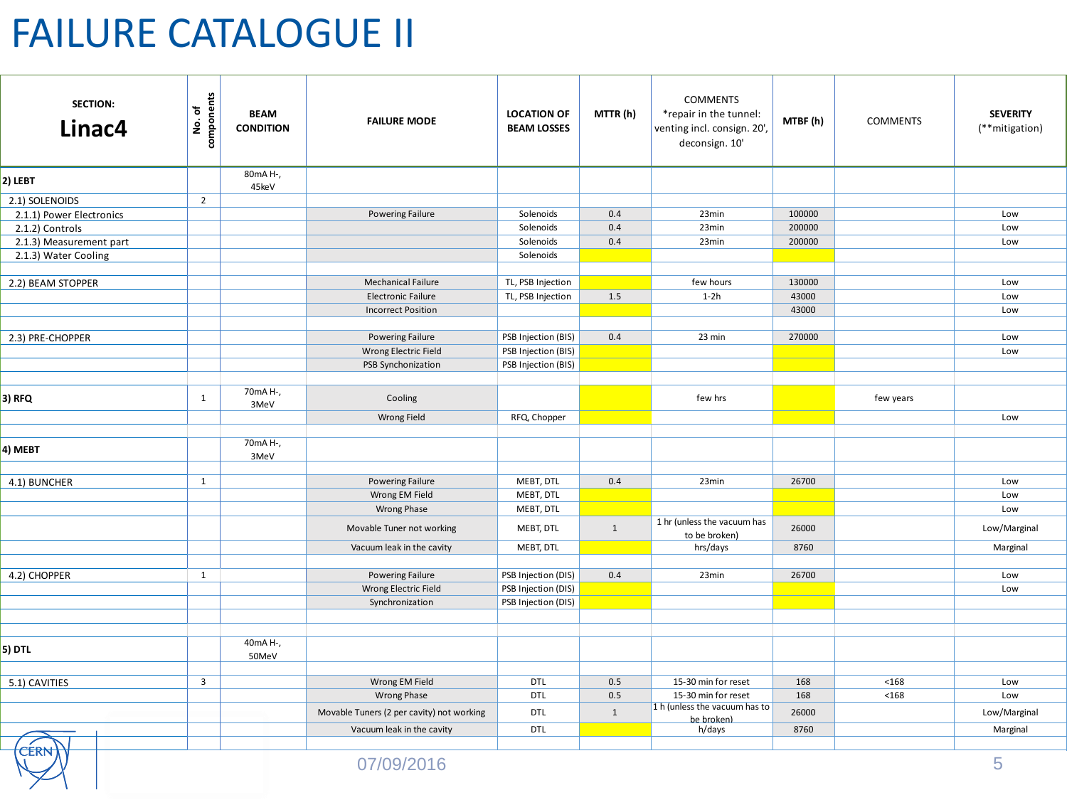# FAILURE CATALOGUE II

| SECTION: **Linac4** | No. of components | BEAM CONDITION | FAILURE MODE | LOCATION OF BEAM LOSSES | MTTR (h) | COMMENTS *repair in the tunnel: venting incl. consign. 20', deconsign. 10' | MTBF (h) | COMMENTS | SEVERITY (**mitigation) |
|---|---|---|---|---|---|---|---|---|---|
| **2) LEBT** | | 80mA H-, 45keV | | | | | | | |
| 2.1) SOLENOIDS | 2 | | | | | | | | |
| 2.1.1) Power Electronics | | | Powering Failure | Solenoids | 0.4 | 23min | 100000 | | Low |
| 2.1.2) Controls | | | | Solenoids | 0.4 | 23min | 200000 | | Low |
| 2.1.3) Measurement part | | | | Solenoids | 0.4 | 23min | 200000 | | Low |
| 2.1.3) Water Cooling | | | | Solenoids | | | | | |
| | | | | | | | | | |
| 2.2) BEAM STOPPER | | | Mechanical Failure | TL, PSB Injection | | few hours | 130000 | | Low |
| | | | Electronic Failure | TL, PSB Injection | 1.5 | 1-2h | 43000 | | Low |
| | | | Incorrect Position | | | | 43000 | | Low |
| | | | | | | | | | |
| 2.3) PRE-CHOPPER | | | Powering Failure | PSB Injection (BIS) | 0.4 | 23 min | 270000 | | Low |
| | | | Wrong Electric Field | PSB Injection (BIS) | | | | | Low |
| | | | PSB Synchonization | PSB Injection (BIS) | | | | | |
| | | | | | | | | | |
| **3) RFQ** | 1 | 70mA H-, 3MeV | Cooling | | | few hrs | | few years | |
| | | | Wrong Field | RFQ, Chopper | | | | | Low |
| | | | | | | | | | |
| **4) MEBT** | | 70mA H-, 3MeV | | | | | | | |
| | | | | | | | | | |
| 4.1) BUNCHER | 1 | | Powering Failure | MEBT, DTL | 0.4 | 23min | 26700 | | Low |
| | | | Wrong EM Field | MEBT, DTL | | | | | Low |
| | | | Wrong Phase | MEBT, DTL | | | | | Low |
| | | | Movable Tuner not working | MEBT, DTL | 1 | 1 hr (unless the vacuum has to be broken) | 26000 | | Low/Marginal |
| | | | Vacuum leak in the cavity | MEBT, DTL | | hrs/days | 8760 | | Marginal |
| | | | | | | | | | |
| 4.2) CHOPPER | 1 | | Powering Failure | PSB Injection (DIS) | 0.4 | 23min | 26700 | | Low |
| | | | Wrong Electric Field | PSB Injection (DIS) | | | | | Low |
| | | | Synchronization | PSB Injection (DIS) | | | | | |
| | | | | | | | | | |
| | | | | | | | | | |
| **5) DTL** | | 40mA H-, 50MeV | | | | | | | |
| | | | | | | | | | |
| 5.1) CAVITIES | 3 | | Wrong EM Field | DTL | 0.5 | 15-30 min for reset | 168 | <168 | Low |
| | | | Wrong Phase | DTL | 0.5 | 15-30 min for reset | 168 | <168 | Low |
| | | | Movable Tuners (2 per cavity) not working | DTL | 1 | 1 h (unless the vacuum has to be broken) | 26000 | | Low/Marginal |
| | | | Vacuum leak in the cavity | DTL | | h/days | 8760 | | Marginal |

07/09/2016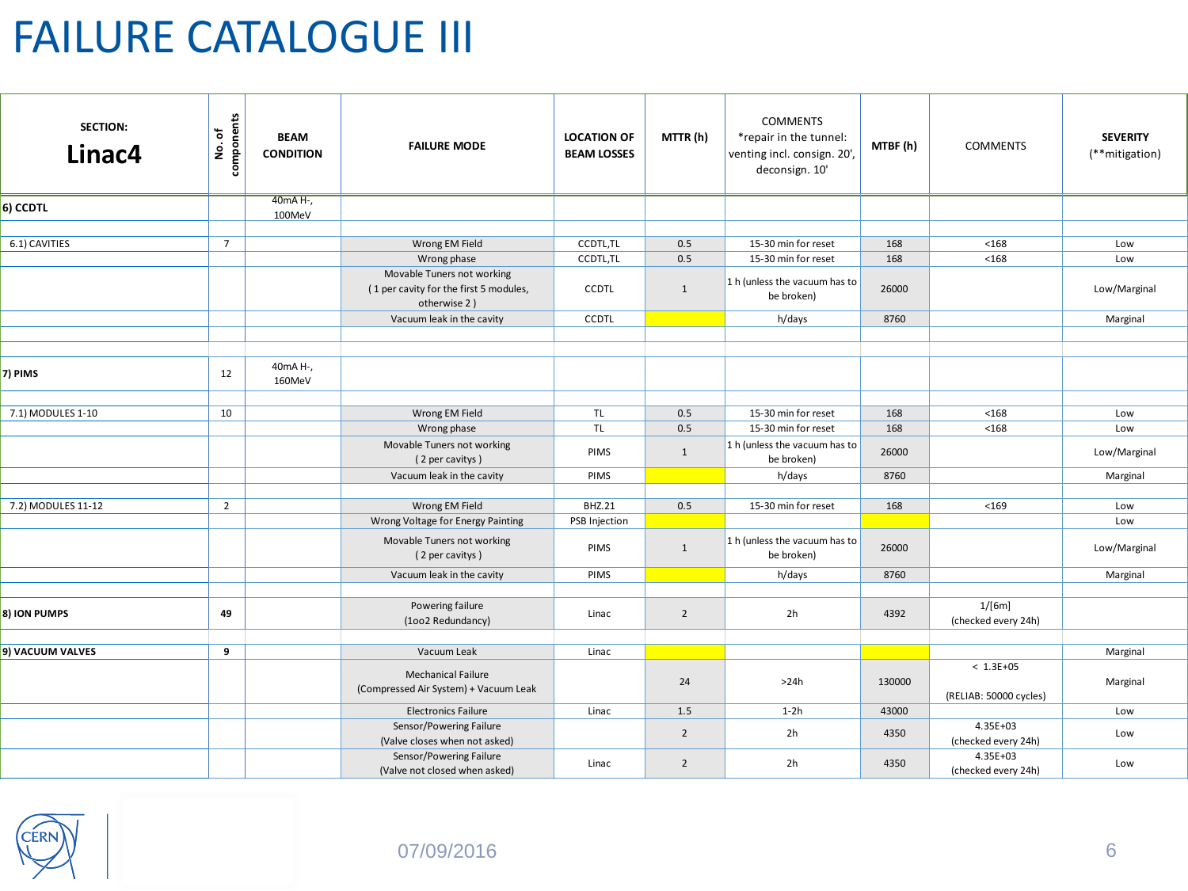# FAILURE CATALOGUE III

| SECTION: **Linac4** | No. of components | BEAM CONDITION | FAILURE MODE | LOCATION OF BEAM LOSSES | MTTR (h) | COMMENTS *repair in the tunnel: venting incl. consign. 20', deconsign. 10' | MTBF (h) | COMMENTS | SEVERITY (**mitigation) |
|---|---|---|---|---|---|---|---|---|---|
| **6) CCDTL** | | 40mA H-, 100MeV | | | | | | | |
| | | | | | | | | | |
| 6.1) CAVITIES | 7 | | Wrong EM Field | CCDTL,TL | 0.5 | 15-30 min for reset | 168 | <168 | Low |
| | | | Wrong phase | CCDTL,TL | 0.5 | 15-30 min for reset | 168 | <168 | Low |
| | | | Movable Tuners not working ( 1 per cavity for the first 5 modules, otherwise 2 ) | CCDTL | 1 | 1 h (unless the vacuum has to be broken) | 26000 | | Low/Marginal |
| | | | Vacuum leak in the cavity | CCDTL | | h/days | 8760 | | Marginal |
| | | | | | | | | | |
| | | | | | | | | | |
| **7) PIMS** | 12 | 40mA H-, 160MeV | | | | | | | |
| | | | | | | | | | |
| 7.1) MODULES 1-10 | 10 | | Wrong EM Field | TL | 0.5 | 15-30 min for reset | 168 | <168 | Low |
| | | | Wrong phase | TL | 0.5 | 15-30 min for reset | 168 | <168 | Low |
| | | | Movable Tuners not working ( 2 per cavitys ) | PIMS | 1 | 1 h (unless the vacuum has to be broken) | 26000 | | Low/Marginal |
| | | | Vacuum leak in the cavity | PIMS | | h/days | 8760 | | Marginal |
| | | | | | | | | | |
| 7.2) MODULES 11-12 | 2 | | Wrong EM Field | BHZ.21 | 0.5 | 15-30 min for reset | 168 | <169 | Low |
| | | | Wrong Voltage for Energy Painting | PSB Injection | | | | | Low |
| | | | Movable Tuners not working ( 2 per cavitys ) | PIMS | 1 | 1 h (unless the vacuum has to be broken) | 26000 | | Low/Marginal |
| | | | Vacuum leak in the cavity | PIMS | | h/days | 8760 | | Marginal |
| | | | | | | | | | |
| **8) ION PUMPS** | **49** | | Powering failure (1oo2 Redundancy) | Linac | 2 | 2h | 4392 | 1/[6m] (checked every 24h) | |
| | | | | | | | | | |
| **9) VACUUM VALVES** | **9** | | Vacuum Leak | Linac | | | | | Marginal |
| | | | Mechanical Failure (Compressed Air System) + Vacuum Leak | | 24 | >24h | 130000 | < 1.3E+05 (RELIAB: 50000 cycles) | Marginal |
| | | | Electronics Failure | Linac | 1.5 | 1-2h | 43000 | | Low |
| | | | Sensor/Powering Failure (Valve closes when not asked) | | 2 | 2h | 4350 | 4.35E+03 (checked every 24h) | Low |
| | | | Sensor/Powering Failure (Valve not closed when asked) | Linac | 2 | 2h | 4350 | 4.35E+03 (checked every 24h) | Low |

07/09/2016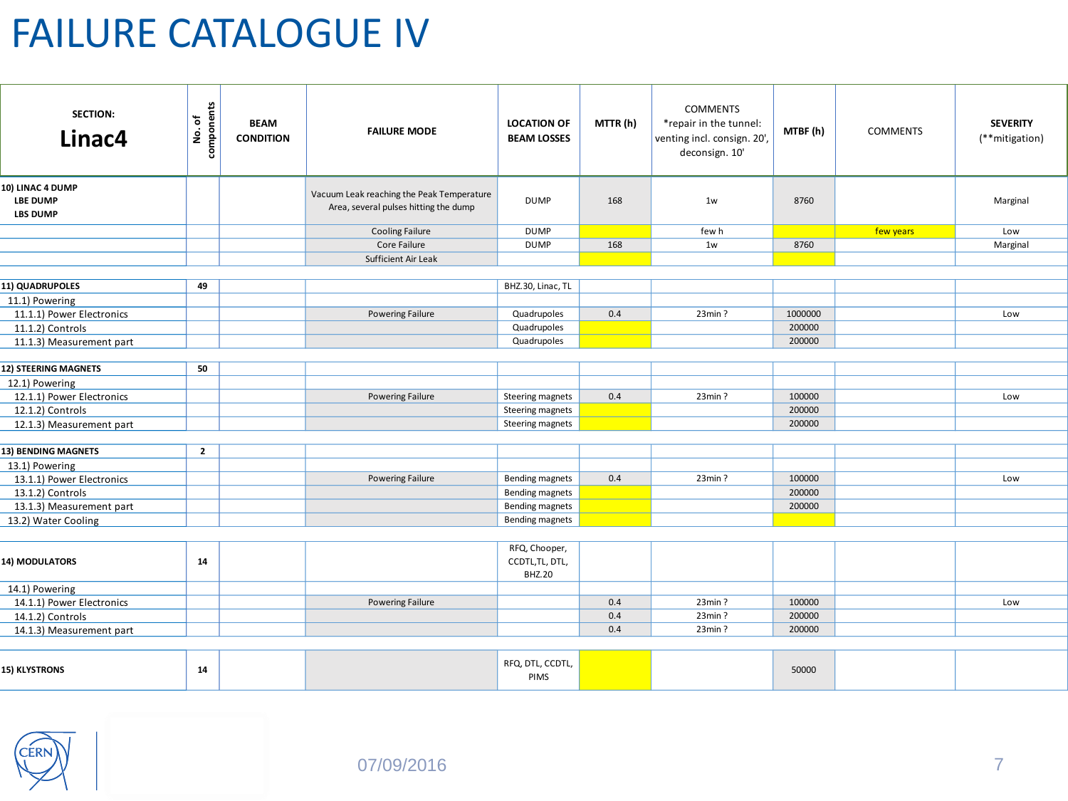# FAILURE CATALOGUE IV

| SECTION: **Linac4** | No. of components | BEAM CONDITION | FAILURE MODE | LOCATION OF BEAM LOSSES | MTTR (h) | COMMENTS *repair in the tunnel: venting incl. consign. 20', deconsign. 10' | MTBF (h) | COMMENTS | SEVERITY (**mitigation) |
|---|---|---|---|---|---|---|---|---|---|
| **10) LINAC 4 DUMP LBE DUMP LBS DUMP** | | | Vacuum Leak reaching the Peak Temperature Area, several pulses hitting the dump | DUMP | 168 | 1w | 8760 | | Marginal |
| | | | Cooling Failure | DUMP | | few h | | few years | Low |
| | | | Core Failure | DUMP | 168 | 1w | 8760 | | Marginal |
| | | | Sufficient Air Leak | | | | | | |
| **11) QUADRUPOLES** | 49 | | | BHZ.30, Linac, TL | | | | | |
| 11.1) Powering | | | | | | | | | |
| 11.1.1) Power Electronics | | | Powering Failure | Quadrupoles | 0.4 | 23min ? | 1000000 | | Low |
| 11.1.2) Controls | | | | Quadrupoles | | | 200000 | | |
| 11.1.3) Measurement part | | | | Quadrupoles | | | 200000 | | |
| **12) STEERING MAGNETS** | 50 | | | | | | | | |
| 12.1) Powering | | | | | | | | | |
| 12.1.1) Power Electronics | | | Powering Failure | Steering magnets | 0.4 | 23min ? | 100000 | | Low |
| 12.1.2) Controls | | | | Steering magnets | | | 200000 | | |
| 12.1.3) Measurement part | | | | Steering magnets | | | 200000 | | |
| **13) BENDING MAGNETS** | 2 | | | | | | | | |
| 13.1) Powering | | | | | | | | | |
| 13.1.1) Power Electronics | | | Powering Failure | Bending magnets | 0.4 | 23min ? | 100000 | | Low |
| 13.1.2) Controls | | | | Bending magnets | | | 200000 | | |
| 13.1.3) Measurement part | | | | Bending magnets | | | 200000 | | |
| 13.2) Water Cooling | | | | Bending magnets | | | | | |
| **14) MODULATORS** | 14 | | | RFQ, Chooper, CCDTL,TL, DTL, BHZ.20 | | | | | |
| 14.1) Powering | | | | | | | | | |
| 14.1.1) Power Electronics | | | Powering Failure | | 0.4 | 23min ? | 100000 | | Low |
| 14.1.2) Controls | | | | | 0.4 | 23min ? | 200000 | | |
| 14.1.3) Measurement part | | | | | 0.4 | 23min ? | 200000 | | |
| **15) KLYSTRONS** | 14 | | | RFQ, DTL, CCDTL, PIMS | | | 50000 | | |

07/09/2016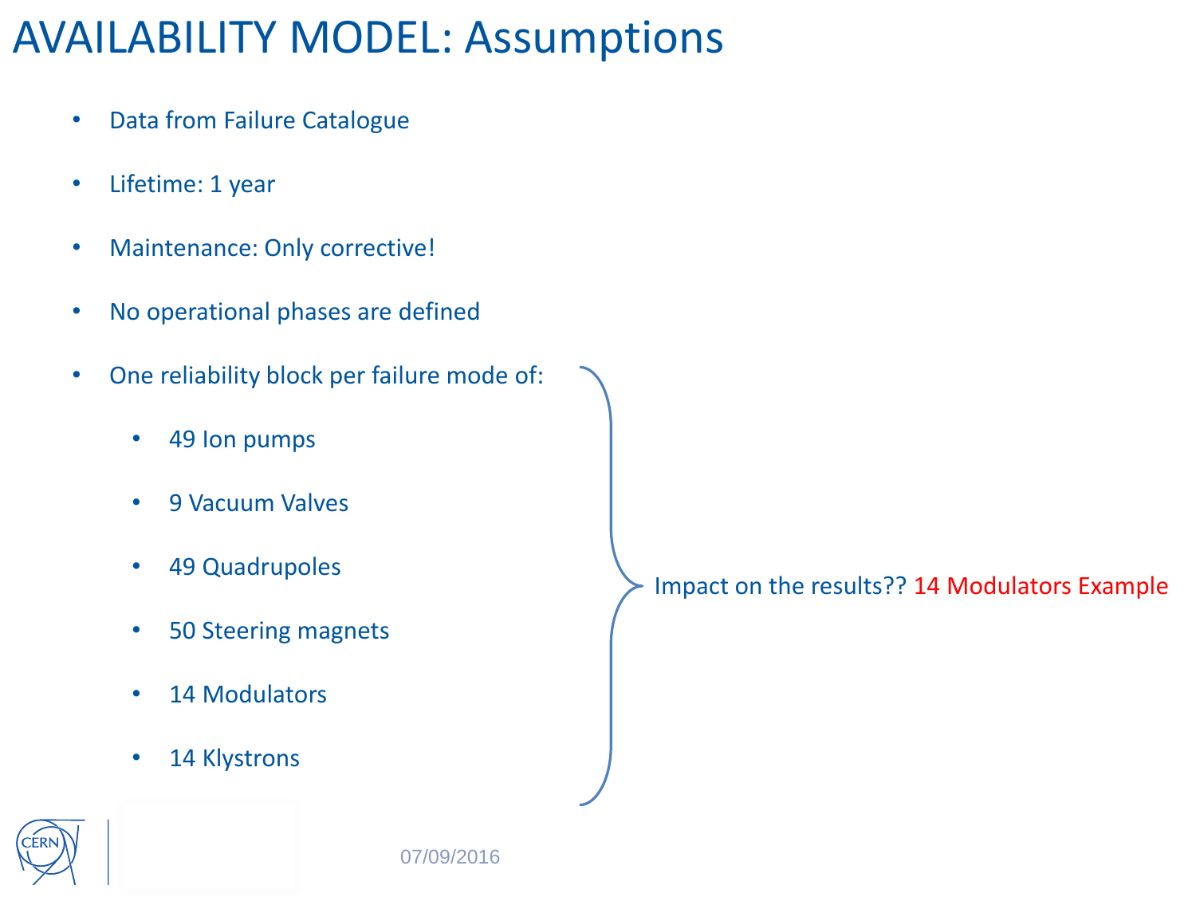# AVAILABILITY MODEL: Assumptions

- Data from Failure Catalogue
- Lifetime: 1 year
- Maintenance: Only corrective!
- No operational phases are defined
- One reliability block per failure mode of:
  - 49 Ion pumps
  - 9 Vacuum Valves
  - 49 Quadrupoles
  - 50 Steering magnets
  - 14 Modulators
  - 14 Klystrons

Impact on the results?? 14 Modulators Example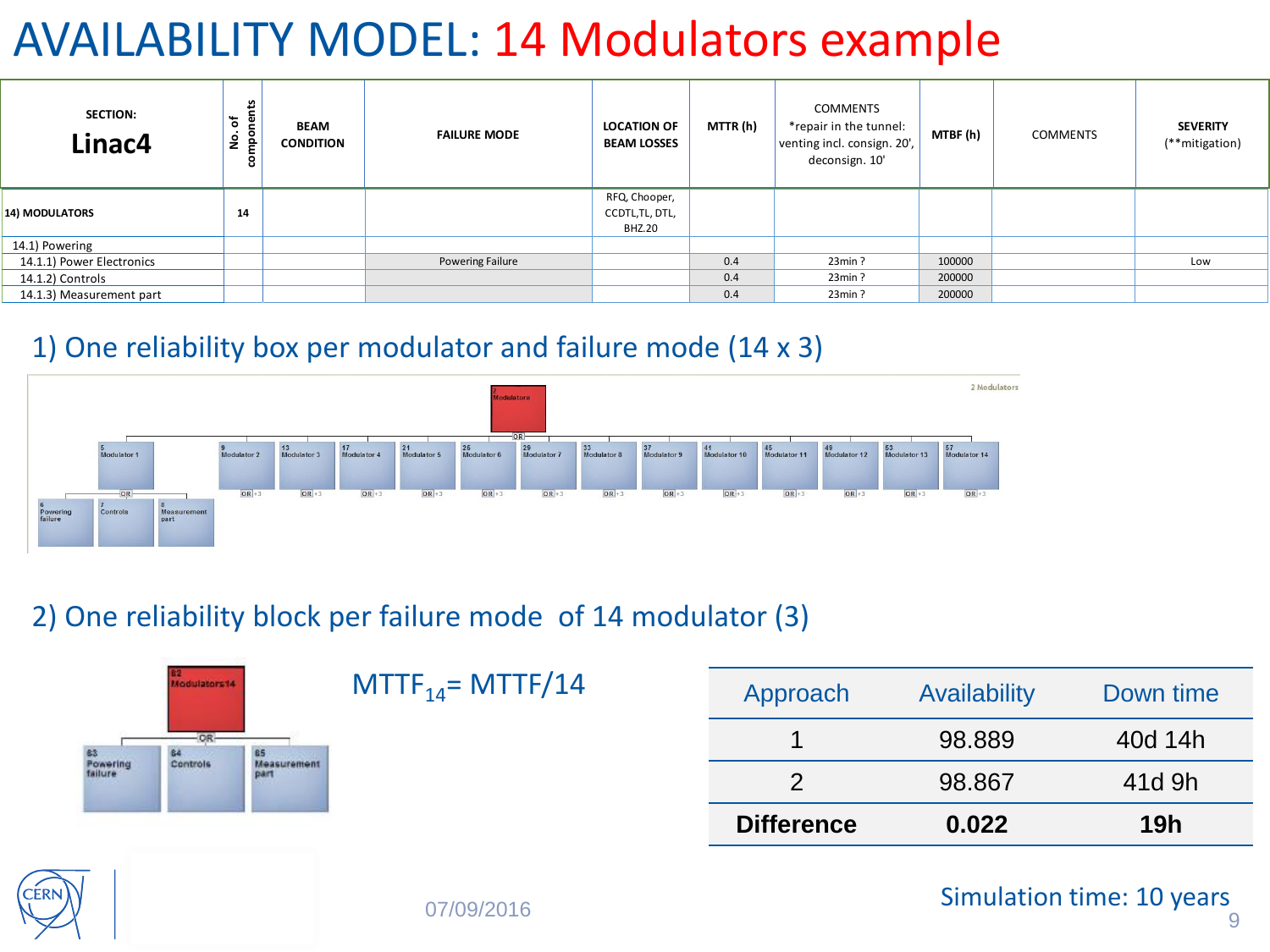# AVAILABILITY MODEL: 14 Modulators example

| SECTION: **Linac4** | No. of components | BEAM CONDITION | FAILURE MODE | LOCATION OF BEAM LOSSES | MTTR (h) | COMMENTS *repair in the tunnel: venting incl. consign. 20', deconsign. 10' | MTBF (h) | COMMENTS | SEVERITY (**mitigation) |
|---|---|---|---|---|---|---|---|---|---|
| **14) MODULATORS** | 14 | | | RFQ, Chooper, CCDTL,TL, DTL, BHZ.20 | | | | | |
| 14.1) Powering | | | | | | | | | |
| 14.1.1) Power Electronics | | | Powering Failure | | 0.4 | 23min ? | 100000 | | Low |
| 14.1.2) Controls | | | | | 0.4 | 23min ? | 200000 | | |
| 14.1.3) Measurement part | | | | | 0.4 | 23min ? | 200000 | | |

## 1) One reliability box per modulator and failure mode (14 x 3)

## 2) One reliability block per failure mode of 14 modulator (3)

$MTTF_{14} = MTTF/14$

| Approach | Availability | Down time |
|---|---|---|
| 1 | 98.889 | 40d 14h |
| 2 | 98.867 | 41d 9h |
| **Difference** | **0.022** | **19h** |

Simulation time: 10 years

07/09/2016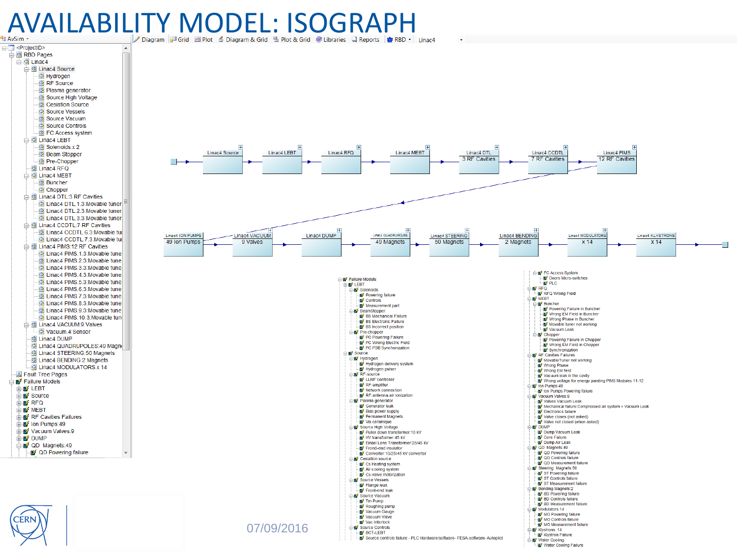# AVAILABILITY MODEL: ISOGRAPH

AvSim · Diagram · Grid · Plot · Diagram & Grid · Plot & Grid · Libraries · Reports · RBD · Linac4

- <ProjectID>
  - RBD Pages
    - Linac4
      - Linac4 Source
        - Hydrogen
        - RF Source
        - Plasma generator
        - Source High Voltage
        - Cesiation Source
        - Source Vessels
        - Source Vacuum
        - Source Controls
        - FC Access system
      - Linac4 LEBT
        - Solenoids:x 2
        - Beam Stopper
        - Pre-Chopper
      - Linac4 RFQ
      - Linac4 MEBT
        - Buncher
        - Chopper
      - Linac4 DTL:3 RF Cavities
        - Linac4 DTL.1.3:Movable tuner
        - Linac4 DTL.2.3:Movable tuner
        - Linac4 DTL.3.3:Movable tuner
      - Linac4 CCDTL:7 RF Cavities
        - Linac4 CCDTL.6.3:Movable tu
        - Linac4 CCDTL.7.3:Movable tu
      - Linac4 PIMS:12 RF Cavities
        - Linac4 PIMS.1.3:Movable tune
        - Linac4 PIMS.2.3:Movable tune
        - Linac4 PIMS.3.3:Movable tune
        - Linac4 PIMS.4.3:Movable tune
        - Linac4 PIMS.5.3:Movable tune
        - Linac4 PIMS.6.3:Movable tune
        - Linac4 PIMS.7.3:Movable tune
        - Linac4 PIMS.8.3:Movable tune
        - Linac4 PIMS.9.3:Movable tune
        - Linac4 PIMS.10.3:Movable tun
      - Linac4 VACUUM:9 Valves
        - Vacuum.4:Sensor
      - Linac4 DUMP
      - Linac4 QUADRUPOLES:49 Magn
      - Linac4 STEERING:50 Magnets
      - Linac4 BENDING:2 Magnets
      - Linac4 MODULATORS:x 14
  - Fault Tree Pages
  - Failure Models
    - LEBT
    - Source
    - RFQ
    - MEBT
    - RF Cavities Failures
    - Ion Pumps:49
    - Vacuum Valves:9
    - DUMP
    - QD Magnets:49
      - QD Powering failure

Linac4 Source → Linac4 LEBT → Linac4 RFQ → Linac4 MEBT → Linac4 DTL 3 RF Cavities → Linac4 CCDTL 7 RF Cavities → Linac4 PIMS 12 RF Cavities → Linac4 ION PUMPS 49 Ion Pumps → Linac4 VACUUM 9 Valves → Linac4 DUMP → Linac4 QUADRUPOLES 49 Magnets → Linac4 STEERING 50 Magnets → Linac4 BENDING 2 Magnets → Linac4 MODULATORS x 14 → Linac4 KLYSTRONS x 14

- Failure Models
  - LEBT
    - Solenoids
      - Powering failure
      - Controls
      - Measurement part
    - BeamStopper
      - BS Mechanical Failure
      - BS Electronic Failure
      - BS Incorrect position
    - Pre-chopper
      - PC Powering Failure
      - PC Wrong Electric Field
      - PC PSB Synchonization
  - Source
    - Hydrogen
      - Hydrogen delivery system
      - Hydrogen pulser
    - RF-source
      - LLRF controller
      - RF-amplifier
      - Network connection
      - RF-antenna-air ionization
    - Plasma generator
      - Generator leak
      - Bias power supply
      - Permanent Magnets
      - Vis ceramique
    - Source High Voltage
      - Puller down transformer:10 kV
      - HV transformer:45 kV
      - Einzel Lens Transformer:25/45 kV
      - Front-end insulator
      - Converter 10/25/45 kV converter
    - Cesiation source
      - Cs Heating system
      - Air cooling system
      - Cs-valve motorization
    - Source Vessels
      - Flange leak
      - Front-end leak
    - Source Vacuum
      - Tm Pump
      - Roughing pump
      - Vacuum Gauge
      - Vacuum Valve
      - Vac-Interlock
    - Source Controls
      - BCT-LEBT
      - Source controls failure - PLC Hardware/software- FESA-software- Autopilot
    - FC Access System
      - Doors Micro-switches
      - PLC
  - RFQ
    - RFQ Wrong Field
  - MEBT
    - Buncher
      - Powering Failure in Buncher
      - Wrong EM Field in Buncher
      - Wrong Phase in Buncher
      - Movable tuner not working
      - Vacuum Leak
    - Chopper
      - Powering Failure in Chopper
      - Wrong EM Field in Chopper
      - Synchronization
  - RF Cavities Failures
    - MovableTuner not working
    - Wrong Phase
    - Wrong EM field
    - Vacuum leak in the cavity
    - Wrong voltage for energy painting PIMS Modules 11-12
  - Ion Pumps:49
    - Ion Pumps Powering failure
  - Vacuum Valves:9
    - Valves Vacuum Leak
    - Mechanical failure:Compressed air system + Vacuum Leak
    - Electronics failure
    - Valve closes (not asked)
    - Valve not closed (when asked)
  - DUMP
    - Dump Vacuum Leak
    - Core Failure
    - Dump Air Leak
  - QD Magnets:49
    - QD Powering failure
    - QD Controls failure
    - QD Measurement failure
  - Steering Magnets:50
    - ST Powering failure
    - ST Controls failure
    - ST Measurement failure
  - Bending Magnets:2
    - BD Powering failure
    - BD Controls failure
    - BD Measurement failure
  - Modulators:14
    - MO Powering failure
    - MO Controls failure
    - MO Measurement failure
  - Klystrons:14
    - Klystron Failure
  - Water Cooling
    - Water Cooling Failure

07/09/2016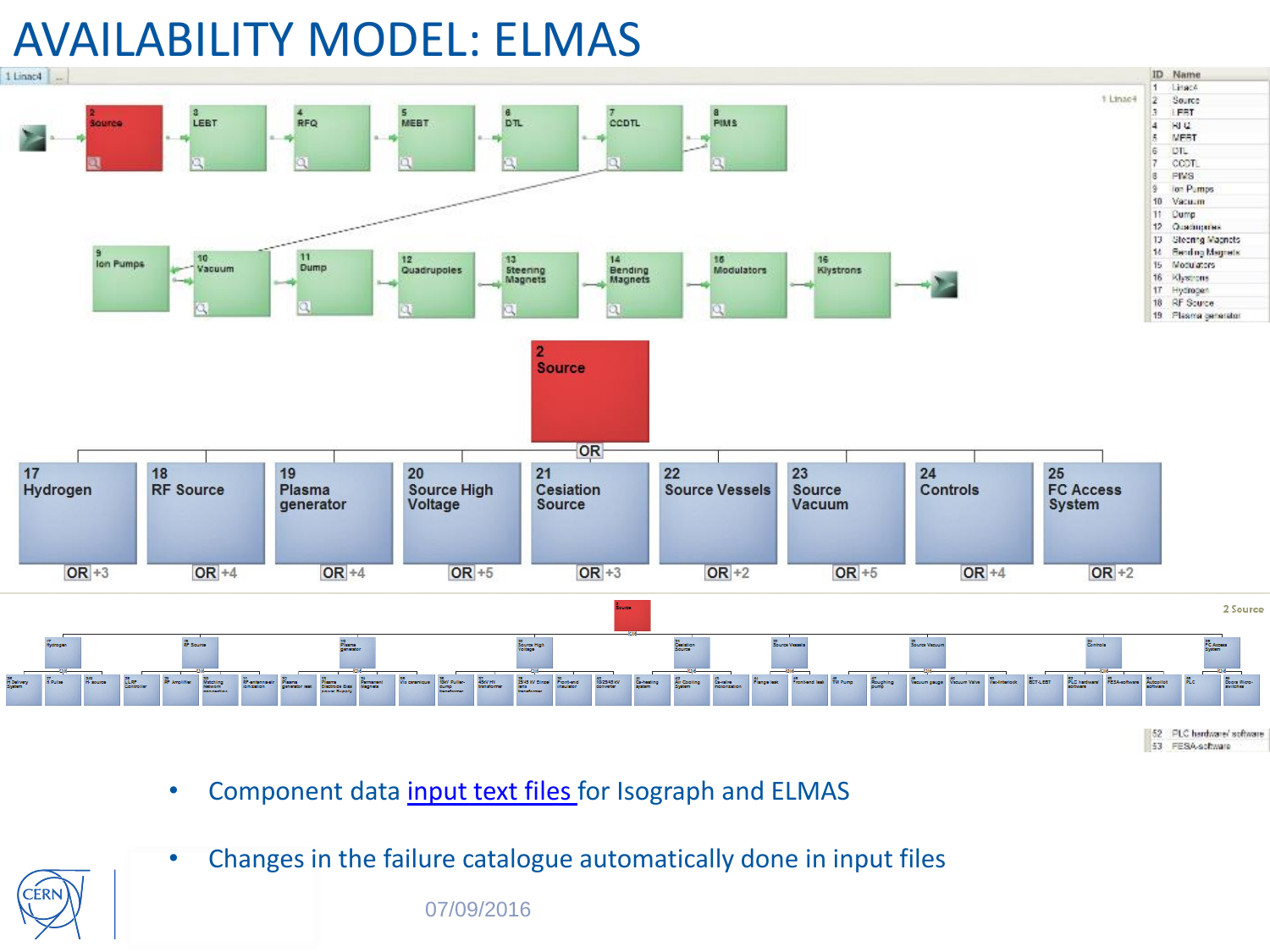# AVAILABILITY MODEL: ELMAS

1 Linac4

2 Source | 3 LEBT | 4 RFQ | 5 MEBT | 6 DTL | 7 CCDTL | 8 PIMS

9 Ion Pumps | 10 Vacuum | 11 Dump | 12 Quadrupoles | 13 Steering Magnets | 14 Bending Magnets | 15 Modulators | 16 Klystrons

| ID | Name |
|---|---|
| 1 | Linac4 |
| 2 | Source |
| 3 | LEBT |
| 4 | RFQ |
| 5 | MEBT |
| 6 | DTL |
| 7 | CCDTL |
| 8 | PIMS |
| 9 | Ion Pumps |
| 10 | Vacuum |
| 11 | Dump |
| 12 | Quadrupoles |
| 13 | Steering Magnets |
| 14 | Bending Magnets |
| 15 | Modulators |
| 16 | Klystrons |
| 17 | Hydrogen |
| 18 | RF Source |
| 19 | Plasma generator |

2 Source

OR

17 Hydrogen (OR +3) | 18 RF Source (OR +4) | 19 Plasma generator (OR +4) | 20 Source High Voltage (OR +5) | 21 Cesiation Source (OR +3) | 22 Source Vessels (OR +2) | 23 Source Vacuum (OR +5) | 24 Controls (OR +4) | 25 FC Access System (OR +2)

2 Source

| ID | Name |
|---|---|
| 52 | PLC hardware/ software |
| 53 | FESA-software |

- Component data input text files for Isograph and ELMAS
- Changes in the failure catalogue automatically done in input files

07/09/2016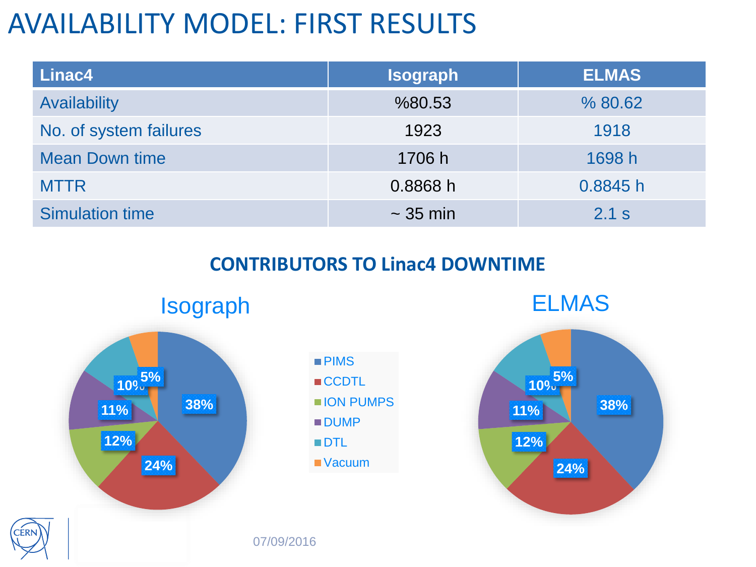# AVAILABILITY MODEL: FIRST RESULTS

| Linac4 | Isograph | ELMAS |
|---|---|---|
| Availability | %80.53 | % 80.62 |
| No. of system failures | 1923 | 1918 |
| Mean Down time | 1706 h | 1698 h |
| MTTR | 0.8868 h | 0.8845 h |
| Simulation time | ~ 35 min | 2.1 s |

## CONTRIBUTORS TO Linac4 DOWNTIME

Isograph

38%
24%
12%
11%
10%
5%

PIMS
CCDTL
ION PUMPS
DUMP
DTL
Vacuum

ELMAS

38%
24%
12%
11%
10%
5%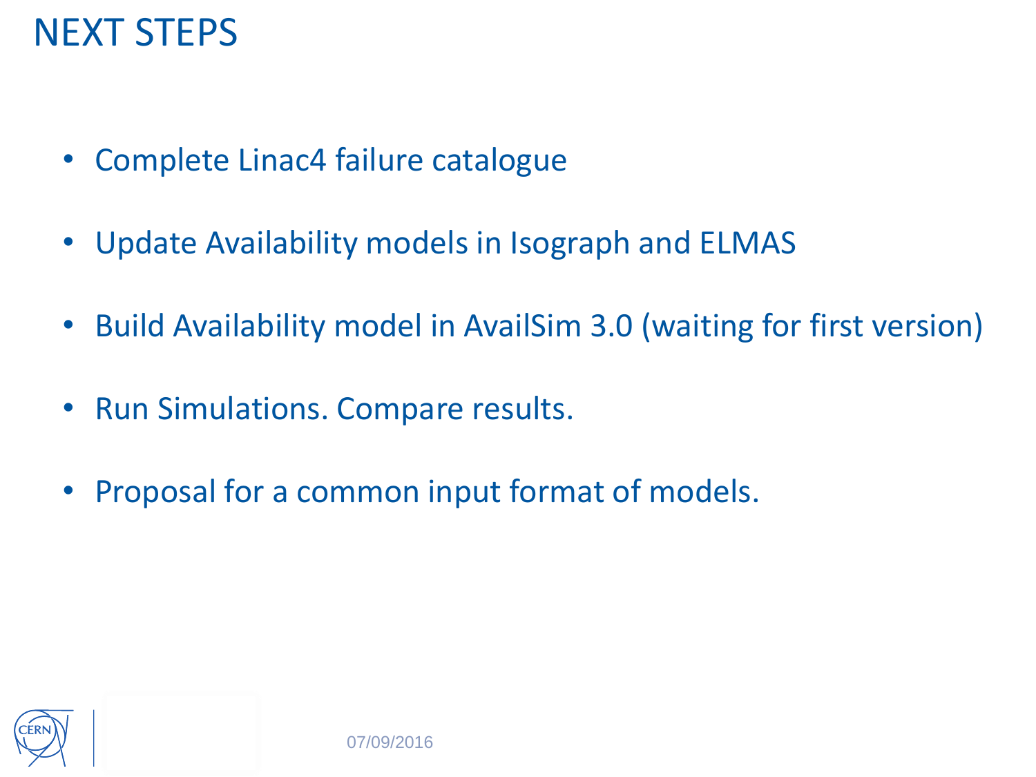# NEXT STEPS

- Complete Linac4 failure catalogue
- Update Availability models in Isograph and ELMAS
- Build Availability model in AvailSim 3.0 (waiting for first version)
- Run Simulations. Compare results.
- Proposal for a common input format of models.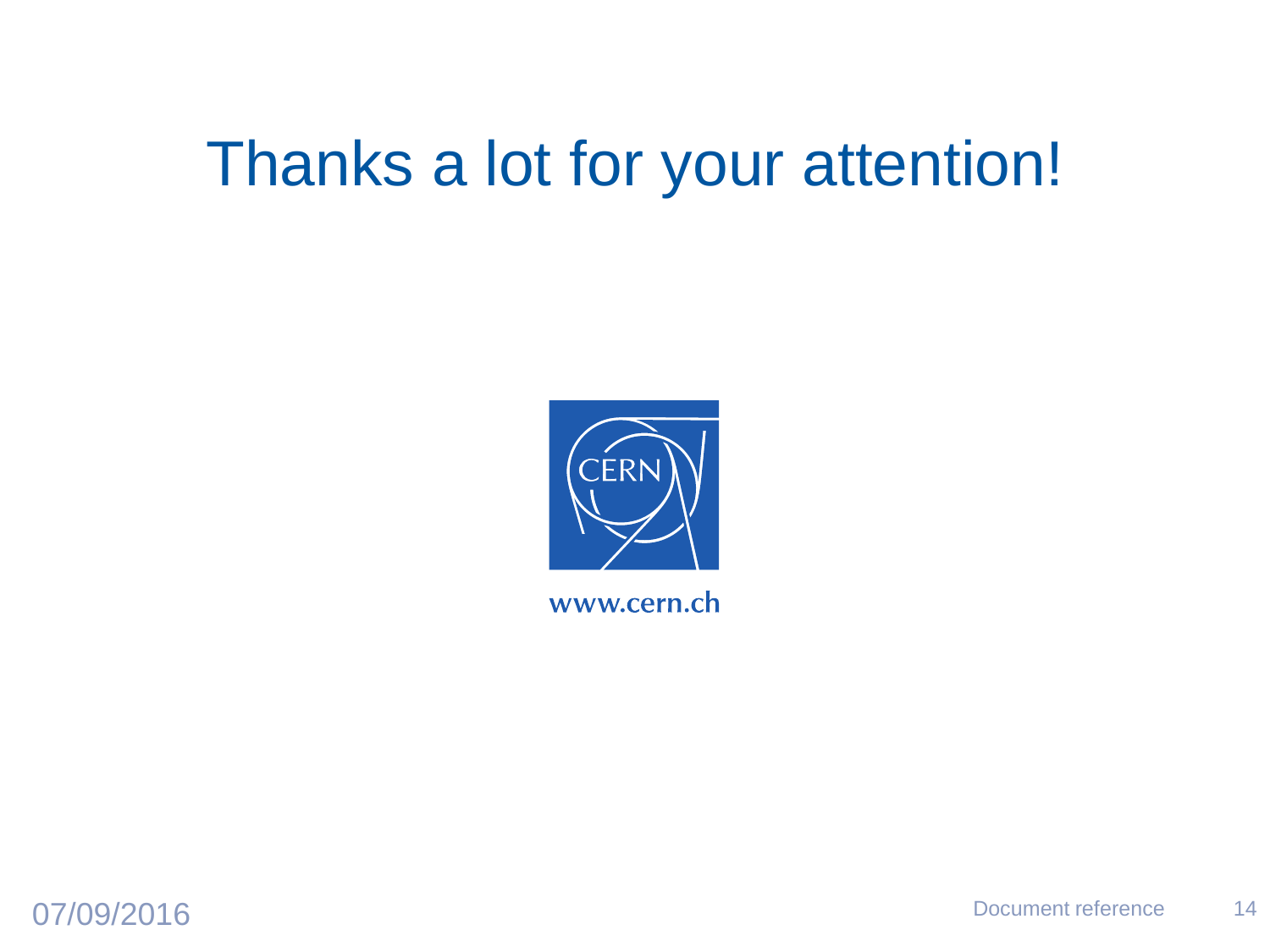# Thanks a lot for your attention!

CERN

www.cern.ch